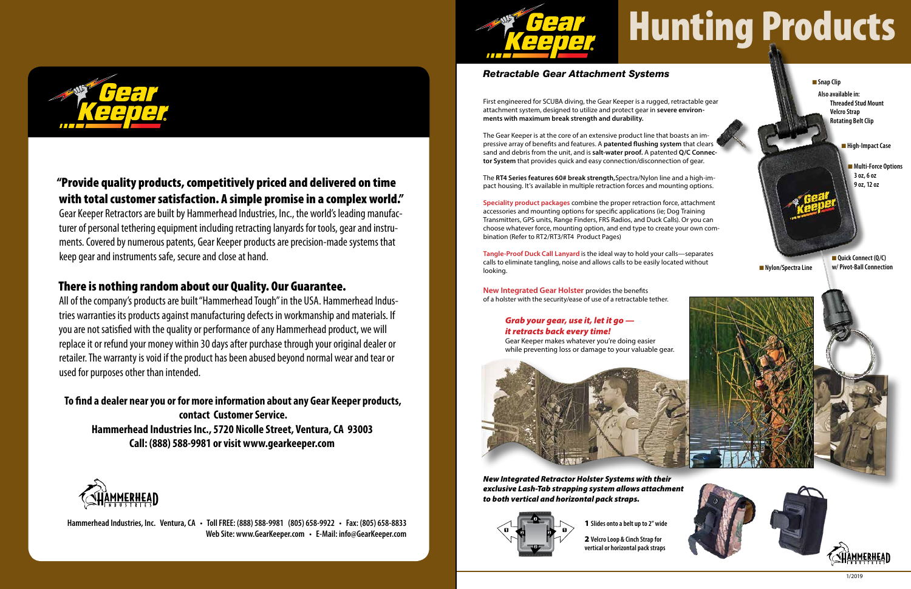## Gear Keeper

**"Provide quality products, competitively priced and delivered on time with total customer satisfaction. A simple promise in a complex world."**

Gear Keeper Retractors are built by Hammerhead Industries, Inc., the world's leading manufacturer of personal tethering equipment including retracting lanyards for tools, gear and instruments. Covered by numerous patents, Gear Keeper products are precision-made systems that keep gear and instruments safe, secure and close at hand.

**There is nothing random about our Quality. Our Guarantee.**

All of the company's products are built "Hammerhead Tough" in the USA. Hammerhead Industries warranties its products against manufacturing defects in workmanship and materials. If you are not satisfied with the quality or performance of any Hammerhead product, we will replace it or refund your money within 30 days after purchase through your original dealer or retailer. The warranty is void if the product has been abused beyond normal wear and tear or used for purposes other than intended.

**To find a dealer near you or for more information about any Gear Keeper products, contact Customer Service.**
**Hammerhead Industries Inc., 5720 Nicolle Street, Ventura, CA 93003**
**Call: (888) 588-9981 or visit www.gearkeeper.com**

HAMMERHEAD INDUSTRIES

Hammerhead Industries, Inc. Ventura, CA • Toll FREE: (888) 588-9981 (805) 658-9922 • Fax: (805) 658-8833
Web Site: www.GearKeeper.com • E-Mail: info@GearKeeper.com

# Gear Keeper Hunting Products

### *Retractable Gear Attachment Systems*

First engineered for SCUBA diving, the Gear Keeper is a rugged, retractable gear attachment system, designed to utilize and protect gear in **severe environments with maximum break strength and durability.**

The Gear Keeper is at the core of an extensive product line that boasts an impressive array of benefits and features. A **patented flushing system** that clears sand and debris from the unit, and is **salt-water proof.** A patented **Q/C Connector System** that provides quick and easy connection/disconnection of gear.

The **RT4 Series features 60# break strength,** Spectra/Nylon line and a high-impact housing. It's available in multiple retraction forces and mounting options.

**Speciality product packages** combine the proper retraction force, attachment accessories and mounting options for specific applications (ie; Dog Training Transmitters, GPS units, Range Finders, FRS Radios, and Duck Calls). Or you can choose whatever force, mounting option, and end type to create your own combination (Refer to RT2/RT3/RT4 Product Pages)

**Tangle-Proof Duck Call Lanyard** is the ideal way to hold your calls—separates calls to eliminate tangling, noise and allows calls to be easily located without looking.

**New Integrated Gear Holster** provides the benefits of a holster with the security/ease of use of a retractable tether.

- Snap Clip
  - Also available in:
    - Threaded Stud Mount
    - Velcro Strap
    - Rotating Belt Clip
- High-Impact Case
- Multi-Force Options
  - 3 oz, 6 oz
  - 9 oz, 12 oz
- Nylon/Spectra Line
- Quick Connect (Q/C) w/ Pivot-Ball Connection

***Grab your gear, use it, let it go — it retracts back every time!***
Gear Keeper makes whatever you're doing easier while preventing loss or damage to your valuable gear.

***New Integrated Retractor Holster Systems with their exclusive Lash-Tab strapping system allows attachment to both vertical and horizontal pack straps.***

**1** Slides onto a belt up to 2" wide

**2** Velcro Loop & Cinch Strap for vertical or horizontal pack straps

1/2019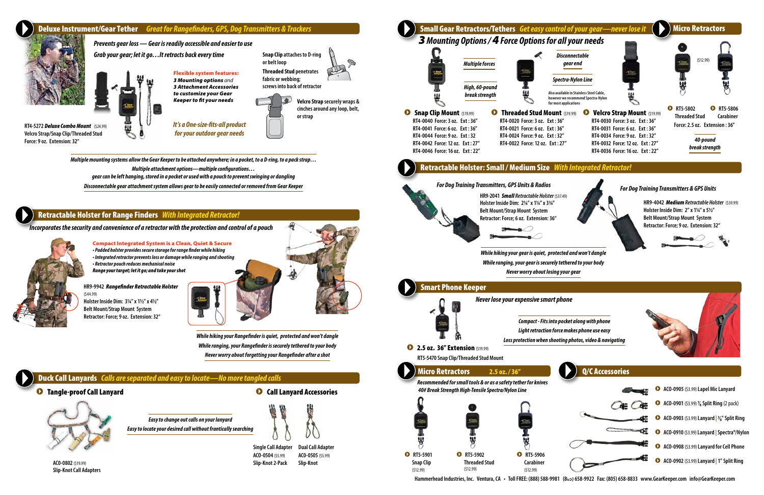## Deluxe Instrument/Gear Tether *Great for Rangefinders, GPS, Dog Transmitters & Trackers*

*Prevents gear loss — Gear is readily accessible and easier to use*

*Grab your gear; let it go…It retracts back every time*

**Flexible system features:**
*3 Mounting options and 3 Attachment Accessories to customize your Gear Keeper to fit your needs*

**Snap Clip** attaches to D-ring or belt loop

**Threaded Stud** penetrates fabric or webbing; screws into back of retractor

**Velcro Strap** securely wraps & cinches around any loop, belt, or strap

RT4-5272 ***Deluxe Combo Mount*** ($24.99)
Velcro Strap/Snap Clip/Threaded Stud
Force: 9 oz. Extension: 32"

*It's a One-size-fits-all product for your outdoor gear needs*

*Multiple mounting systems allow the Gear Keeper to be attached anywhere; in a pocket, to a D-ring, to a pack strap…*
*Multiple attachment options—multiple configurations…*
*gear can be left hanging, stored in a pocket or used with a pouch to prevent swinging or dangling*
*Disconnectable gear attachment system allows gear to be easily connected or removed from Gear Keeper*

## Retractable Holster for Range Finders *With Integrated Retractor!*

*Incorporates the security and convenience of a retractor with the protection and control of a pouch*

**Compact Integrated System is a Clean, Quiet & Secure**
- *Padded holster provides secure storage for range finder while hiking*
- *Integrated retractor prevents loss or damage while ranging and shooting*
- *Retractor pouch reduces mechanical noise*

*Range your target; let it go; and take your shot*

HR9-9942 ***Rangefinder Retractable Holster*** ($44.99)
Holster Inside Dim: 3¼" x 1½" x 4½"
Belt Mount/Strap Mount System
Retractor; Force; 9 oz. Extension: 32"

*While hiking your Rangefinder is quiet, protected and won't dangle*
*While ranging, your Rangefinder is securely tethered to your body*
*Never worry about forgetting your Rangefinder after a shot*

## Duck Call Lanyards *Calls are separated and easy to locate—No more tangled calls*

### Tangle-proof Call Lanyard

*Easy to change out calls on your lanyard*
*Easy to locate your desired call without frantically searching*

ACO-0802 ($19.99)
Slip-Knot Call Adapters

### Call Lanyard Accessories

Single Call Adapter
ACO-0504 ($5.99)
Slip-Knot 2-Pack

Dual Call Adapter
ACO-0505 ($5.99)
Slip-Knot

## Small Gear Retractors/Tethers *Get easy control of your gear—never lose it*

### *3 Mounting Options / 4 Force Options for all your needs*

*Multiple forces*

*High, 60-pound break strength*

*Disconnectable gear end*

*Spectra-Nylon Line*

Also available in Stainless Steel Cable, however we recommend Spectra-Nylon for most applications

**Snap Clip Mount** ($19.99)
RT4-0040 Force: 3 oz. Ext: 36"
RT4-0041 Force: 6 oz. Ext: 36"
RT4-0044 Force: 9 oz. Ext: 32
RT4-0042 Force: 12 oz. Ext: 27"
RT4-0046 Force: 16 oz. Ext: 22"

**Threaded Stud Mount** ($19.99)
RT4-0020 Force: 3 oz. Ext: 36"
RT4-0021 Force: 6 oz. Ext: 36"
RT4-0024 Force: 9 oz. Ext: 32"
RT4-0022 Force: 12 oz. Ext: 27"

**Velcro Strap Mount** ($19.99)
RT4-0030 Force: 3 oz. Ext: 36"
RT4-0031 Force: 6 oz. Ext: 36"
RT4-0034 Force: 9 oz. Ext: 32"
RT4-0032 Force: 12 oz. Ext: 27"
RT4-0036 Force: 16 oz. Ext: 22"

## Micro Retractors

($12.99)

RT5-5802 Threaded Stud
RT5-5806 Carabiner
Force: 2.5 oz. Extension: 36"

*40-pound break strength*

## Retractable Holster: Small / Medium Size *With Integrated Retractor!*

*For Dog Training Transmitters, GPS Units & Radios*

HR9-2041 ***Small*** *Retractable Holster* ($37.49)
Holster Inside Dim: 2¼" x 1¼" x 3¾"
Belt Mount/Strap Mount System
Retractor: Force; 6 oz. Extension: 36"

*For Dog Training Transmitters & GPS Units*

HR9-4042 ***Medium*** *Retractable Holster* ($39.99)
Holster Inside Dim: 2" x 1¼" x 5½"
Belt Mount/Strap Mount System
Retractor: Force; 9 oz. Extension: 32"

*While hiking your gear is quiet, protected and won't dangle*
*While ranging, your gear is securely tethered to your body*
*Never worry about losing your gear*

## Smart Phone Keeper

*Never lose your expensive smart phone*

*Compact - Fits into pocket along with phone*
*Light retraction force makes phone use easy*
*Loss protection when shooting photos, video & navigating*

**2.5 oz. 36" Extension** ($19.99)
RT5-5470 Snap Clip/Threaded Stud Mount

## Micro Retractors 2.5 oz. / 36"

*Recommended for small tools & or as a safety tether for knives*
*40# Break Strength High-Tensile Spectra/Nylon Line*

RT5-5901 Snap Clip ($12.99)

RT5-5902 Threaded Stud ($12.99)

RT5-5906 Carabiner ($12.99)

## Q/C Accessories

- ACO-0905 ($3.99) Lapel Mic Lanyard
- ACO-0901 ($3.99) ⅞ Split Ring (2 pack)
- ACO-0903 ($3.99) Lanyard | ⅞" Split Ring
- ACO-0910 ($3.99) Lanyard | Spectra®/Nylon
- ACO-0908 ($3.99) Lanyard for Cell Phone
- ACO-0902 ($3.99) Lanyard | 1" Split Ring

Hammerhead Industries, Inc. Ventura, CA • Toll FREE: (888) 588-9981 (805) 658-9922 Fax: (805) 658-8833 www.GearKeeper.com info@GearKeeper.com